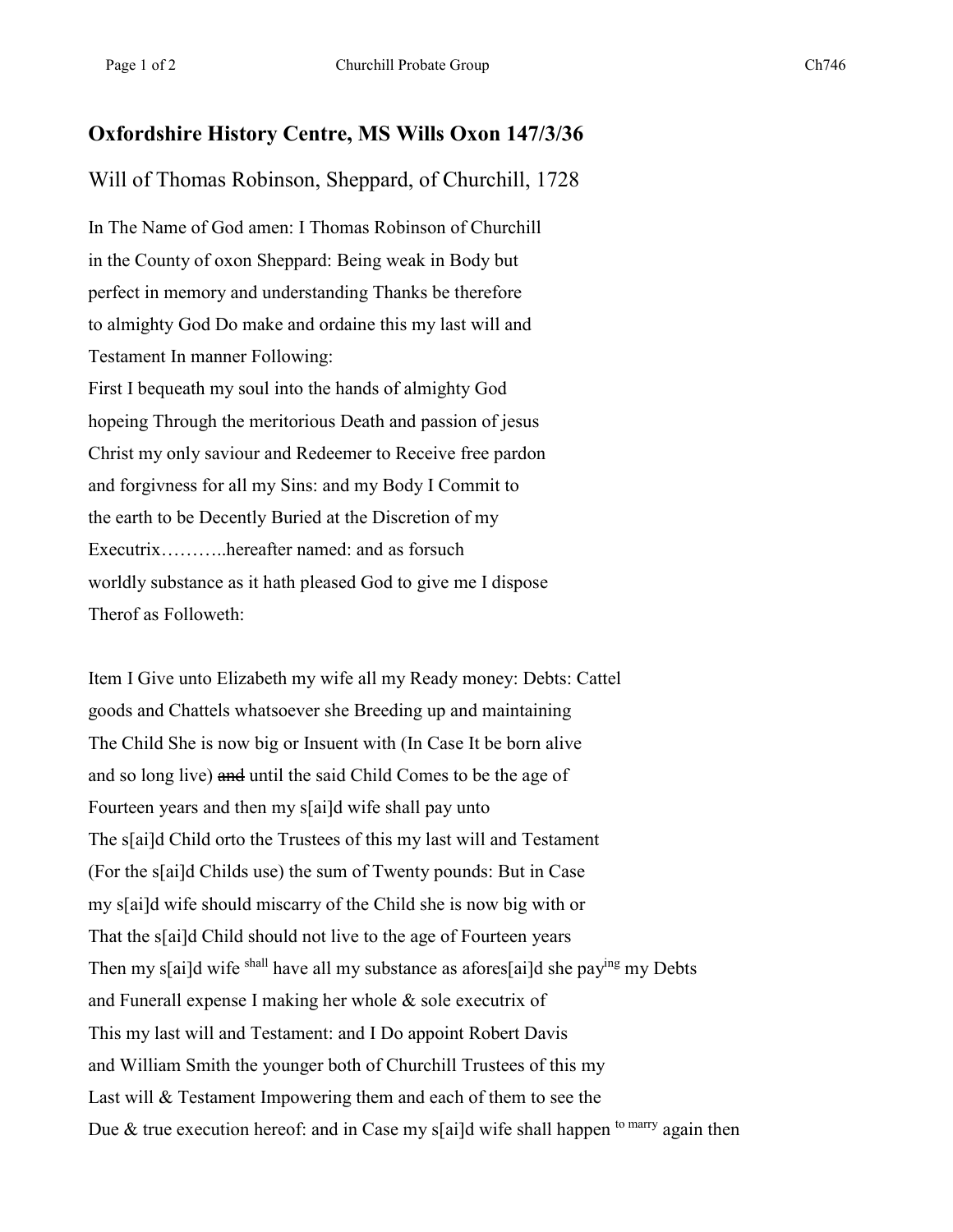## Oxfordshire History Centre, MS Wills Oxon 147/3/36

Will of Thomas Robinson, Sheppard, of Churchill, 1728

In The Name of God amen: I Thomas Robinson of Churchill
in the County of oxon Sheppard: Being weak in Body but
perfect in memory and understanding Thanks be therefore
to almighty God Do make and ordaine this my last will and
Testament In manner Following:
First I bequeath my soul into the hands of almighty God
hopeing Through the meritorious Death and passion of jesus
Christ my only saviour and Redeemer to Receive free pardon
and forgivness for all my Sins: and my Body I Commit to
the earth to be Decently Buried at the Discretion of my
Executrix………..hereafter named: and as forsuch
worldly substance as it hath pleased God to give me I dispose
Therof as Followeth:

Item I Give unto Elizabeth my wife all my Ready money: Debts: Cattel
goods and Chattels whatsoever she Breeding up and maintaining
The Child She is now big or Insuent with (In Case It be born alive
and so long live) ~~and~~ until the said Child Comes to be the age of
Fourteen years and then my s[ai]d wife shall pay unto
The s[ai]d Child orto the Trustees of this my last will and Testament
(For the s[ai]d Childs use) the sum of Twenty pounds: But in Case
my s[ai]d wife should miscarry of the Child she is now big with or
That the s[ai]d Child should not live to the age of Fourteen years
Then my s[ai]d wife shall have all my substance as afores[ai]d she paying my Debts
and Funerall expense I making her whole & sole executrix of
This my last will and Testament: and I Do appoint Robert Davis
and William Smith the younger both of Churchill Trustees of this my
Last will & Testament Impowering them and each of them to see the
Due & true execution hereof: and in Case my s[ai]d wife shall happen to marry again then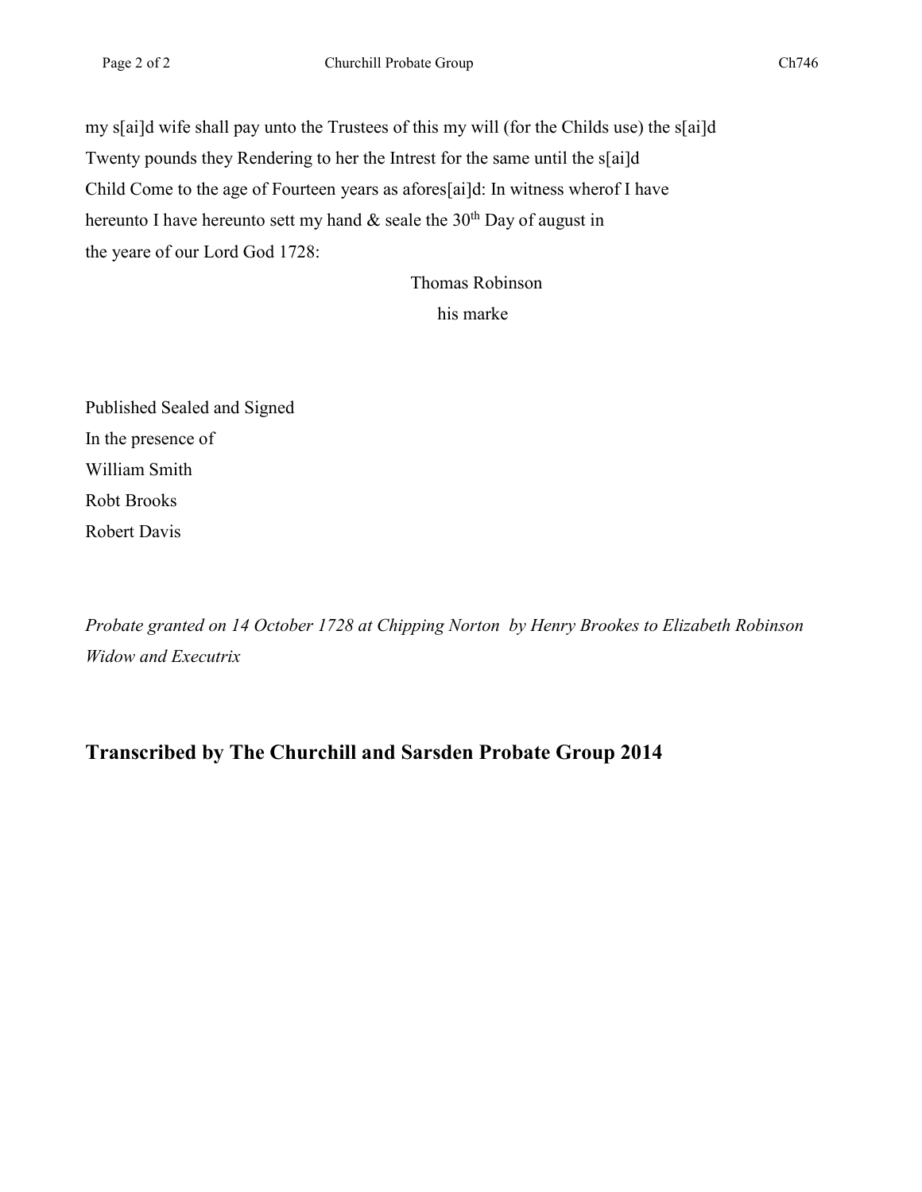my s[ai]d wife shall pay unto the Trustees of this my will (for the Childs use) the s[ai]d Twenty pounds they Rendering to her the Intrest for the same until the s[ai]d Child Come to the age of Fourteen years as afores[ai]d: In witness wherof I have hereunto I have hereunto sett my hand & seale the 30th Day of august in the yeare of our Lord God 1728:

Thomas Robinson
his marke

Published Sealed and Signed
In the presence of
William Smith
Robt Brooks
Robert Davis

*Probate granted on 14 October 1728 at Chipping Norton by Henry Brookes to Elizabeth Robinson Widow and Executrix*

**Transcribed by The Churchill and Sarsden Probate Group 2014**